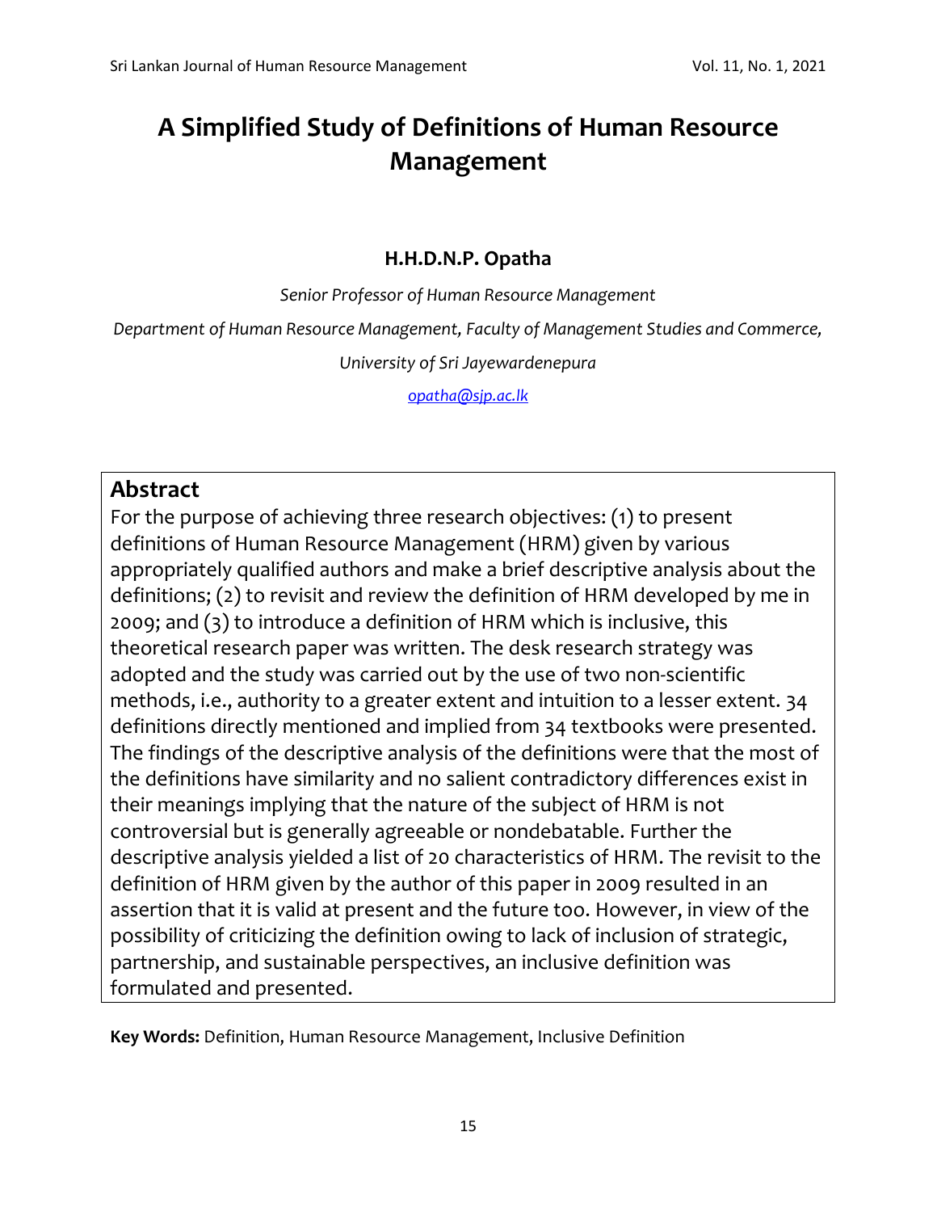# A Simplified Study of Definitions of Human Resource Management

**H.H.D.N.P. Opatha**

*Senior Professor of Human Resource Management*

*Department of Human Resource Management, Faculty of Management Studies and Commerce,*

*University of Sri Jayewardenepura*

opatha@sjp.ac.lk

## Abstract

For the purpose of achieving three research objectives: (1) to present definitions of Human Resource Management (HRM) given by various appropriately qualified authors and make a brief descriptive analysis about the definitions; (2) to revisit and review the definition of HRM developed by me in 2009; and (3) to introduce a definition of HRM which is inclusive, this theoretical research paper was written. The desk research strategy was adopted and the study was carried out by the use of two non-scientific methods, i.e., authority to a greater extent and intuition to a lesser extent. 34 definitions directly mentioned and implied from 34 textbooks were presented. The findings of the descriptive analysis of the definitions were that the most of the definitions have similarity and no salient contradictory differences exist in their meanings implying that the nature of the subject of HRM is not controversial but is generally agreeable or nondebatable. Further the descriptive analysis yielded a list of 20 characteristics of HRM. The revisit to the definition of HRM given by the author of this paper in 2009 resulted in an assertion that it is valid at present and the future too. However, in view of the possibility of criticizing the definition owing to lack of inclusion of strategic, partnership, and sustainable perspectives, an inclusive definition was formulated and presented.

**Key Words:** Definition, Human Resource Management, Inclusive Definition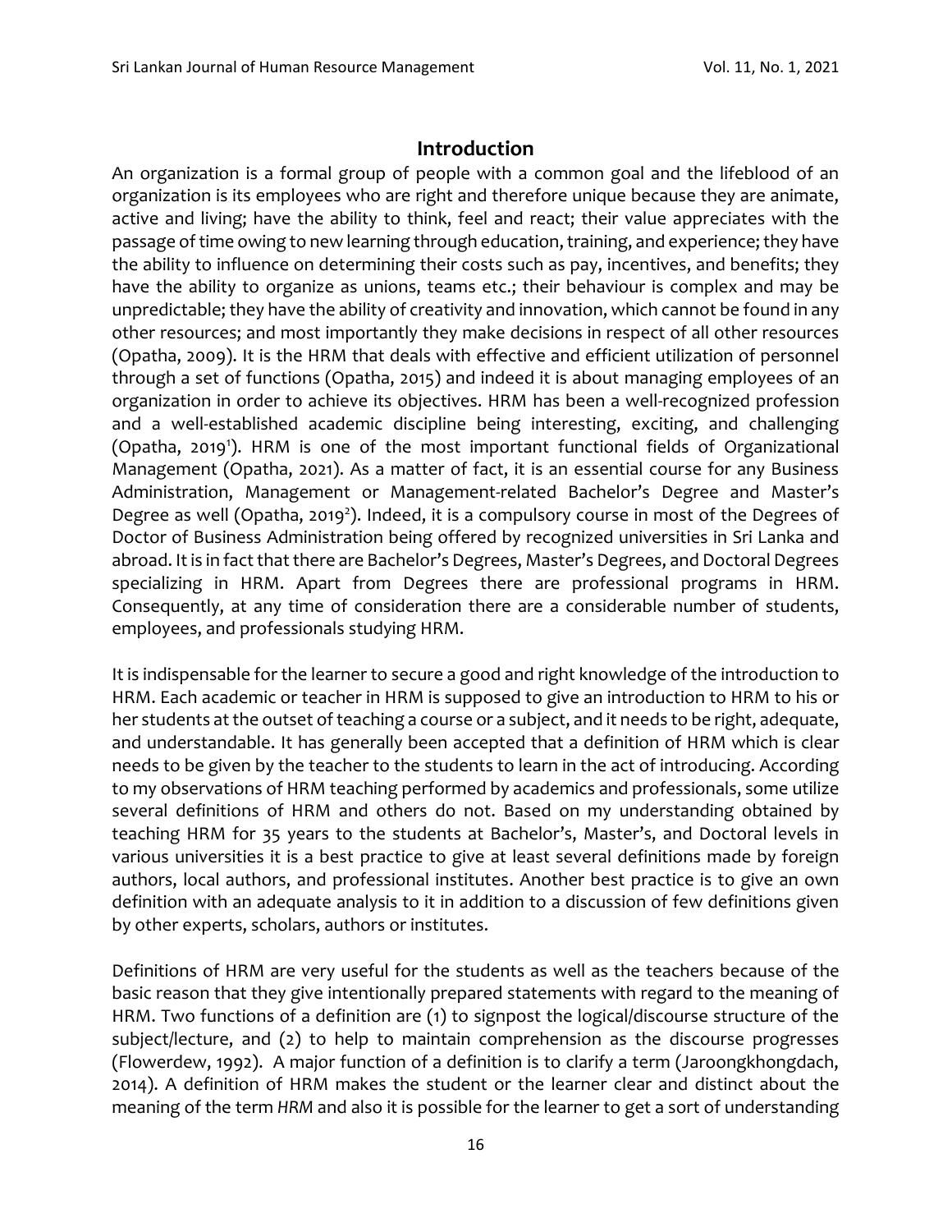## Introduction

An organization is a formal group of people with a common goal and the lifeblood of an organization is its employees who are right and therefore unique because they are animate, active and living; have the ability to think, feel and react; their value appreciates with the passage of time owing to new learning through education, training, and experience; they have the ability to influence on determining their costs such as pay, incentives, and benefits; they have the ability to organize as unions, teams etc.; their behaviour is complex and may be unpredictable; they have the ability of creativity and innovation, which cannot be found in any other resources; and most importantly they make decisions in respect of all other resources (Opatha, 2009). It is the HRM that deals with effective and efficient utilization of personnel through a set of functions (Opatha, 2015) and indeed it is about managing employees of an organization in order to achieve its objectives. HRM has been a well-recognized profession and a well-established academic discipline being interesting, exciting, and challenging (Opatha, 2019[1]). HRM is one of the most important functional fields of Organizational Management (Opatha, 2021). As a matter of fact, it is an essential course for any Business Administration, Management or Management-related Bachelor's Degree and Master's Degree as well (Opatha, 2019[2]). Indeed, it is a compulsory course in most of the Degrees of Doctor of Business Administration being offered by recognized universities in Sri Lanka and abroad. It is in fact that there are Bachelor's Degrees, Master's Degrees, and Doctoral Degrees specializing in HRM. Apart from Degrees there are professional programs in HRM. Consequently, at any time of consideration there are a considerable number of students, employees, and professionals studying HRM.

It is indispensable for the learner to secure a good and right knowledge of the introduction to HRM. Each academic or teacher in HRM is supposed to give an introduction to HRM to his or her students at the outset of teaching a course or a subject, and it needs to be right, adequate, and understandable. It has generally been accepted that a definition of HRM which is clear needs to be given by the teacher to the students to learn in the act of introducing. According to my observations of HRM teaching performed by academics and professionals, some utilize several definitions of HRM and others do not. Based on my understanding obtained by teaching HRM for 35 years to the students at Bachelor's, Master's, and Doctoral levels in various universities it is a best practice to give at least several definitions made by foreign authors, local authors, and professional institutes. Another best practice is to give an own definition with an adequate analysis to it in addition to a discussion of few definitions given by other experts, scholars, authors or institutes.

Definitions of HRM are very useful for the students as well as the teachers because of the basic reason that they give intentionally prepared statements with regard to the meaning of HRM. Two functions of a definition are (1) to signpost the logical/discourse structure of the subject/lecture, and (2) to help to maintain comprehension as the discourse progresses (Flowerdew, 1992). A major function of a definition is to clarify a term (Jaroongkhongdach, 2014). A definition of HRM makes the student or the learner clear and distinct about the meaning of the term *HRM* and also it is possible for the learner to get a sort of understanding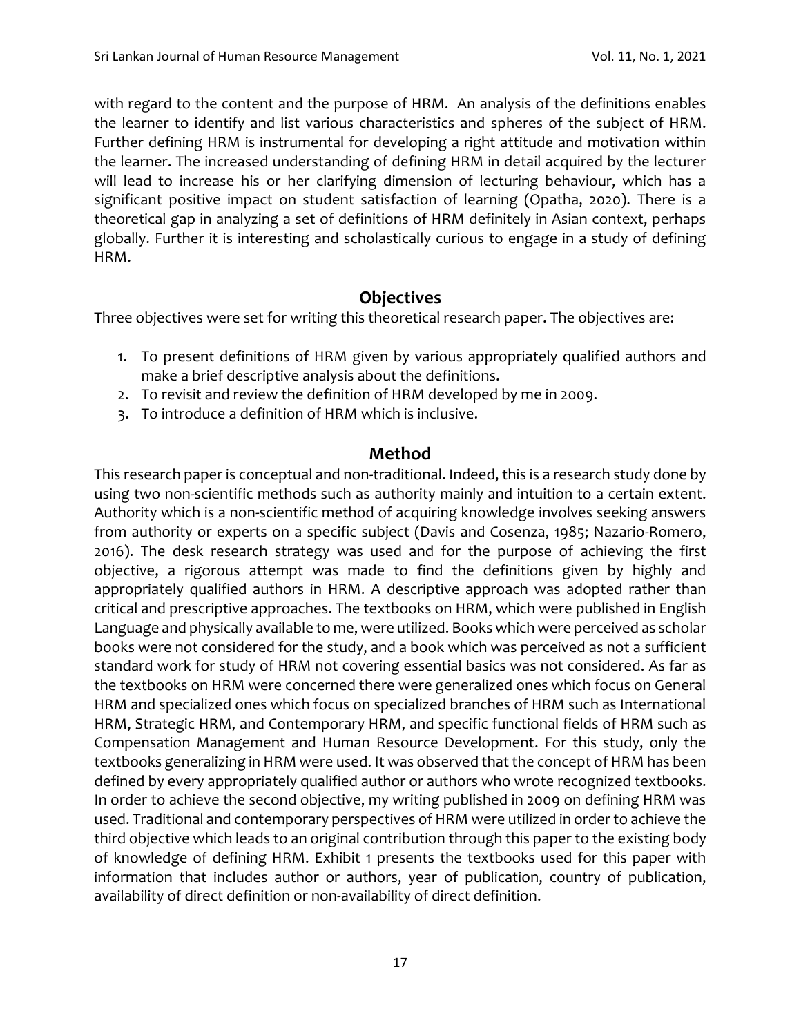with regard to the content and the purpose of HRM. An analysis of the definitions enables the learner to identify and list various characteristics and spheres of the subject of HRM. Further defining HRM is instrumental for developing a right attitude and motivation within the learner. The increased understanding of defining HRM in detail acquired by the lecturer will lead to increase his or her clarifying dimension of lecturing behaviour, which has a significant positive impact on student satisfaction of learning (Opatha, 2020). There is a theoretical gap in analyzing a set of definitions of HRM definitely in Asian context, perhaps globally. Further it is interesting and scholastically curious to engage in a study of defining HRM.

## Objectives

Three objectives were set for writing this theoretical research paper. The objectives are:

1. To present definitions of HRM given by various appropriately qualified authors and make a brief descriptive analysis about the definitions.
2. To revisit and review the definition of HRM developed by me in 2009.
3. To introduce a definition of HRM which is inclusive.

## Method

This research paper is conceptual and non-traditional. Indeed, this is a research study done by using two non-scientific methods such as authority mainly and intuition to a certain extent. Authority which is a non-scientific method of acquiring knowledge involves seeking answers from authority or experts on a specific subject (Davis and Cosenza, 1985; Nazario-Romero, 2016). The desk research strategy was used and for the purpose of achieving the first objective, a rigorous attempt was made to find the definitions given by highly and appropriately qualified authors in HRM. A descriptive approach was adopted rather than critical and prescriptive approaches. The textbooks on HRM, which were published in English Language and physically available to me, were utilized. Books which were perceived as scholar books were not considered for the study, and a book which was perceived as not a sufficient standard work for study of HRM not covering essential basics was not considered. As far as the textbooks on HRM were concerned there were generalized ones which focus on General HRM and specialized ones which focus on specialized branches of HRM such as International HRM, Strategic HRM, and Contemporary HRM, and specific functional fields of HRM such as Compensation Management and Human Resource Development. For this study, only the textbooks generalizing in HRM were used. It was observed that the concept of HRM has been defined by every appropriately qualified author or authors who wrote recognized textbooks. In order to achieve the second objective, my writing published in 2009 on defining HRM was used. Traditional and contemporary perspectives of HRM were utilized in order to achieve the third objective which leads to an original contribution through this paper to the existing body of knowledge of defining HRM. Exhibit 1 presents the textbooks used for this paper with information that includes author or authors, year of publication, country of publication, availability of direct definition or non-availability of direct definition.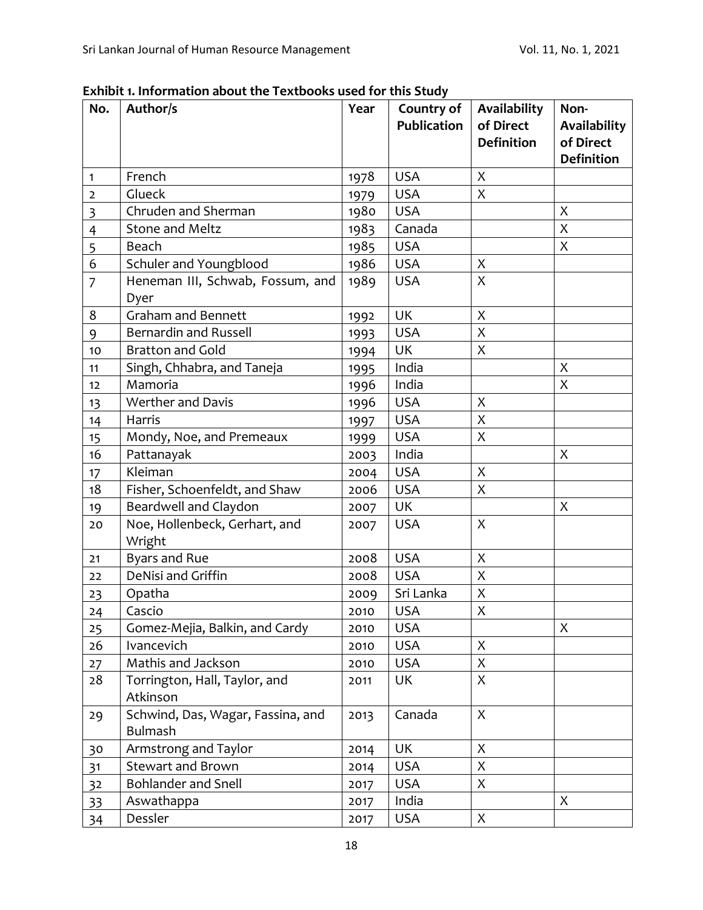**Exhibit 1. Information about the Textbooks used for this Study**

| No. | Author/s | Year | Country of Publication | Availability of Direct Definition | Non-Availability of Direct Definition |
|---|---|---|---|---|---|
| 1 | French | 1978 | USA | X | |
| 2 | Glueck | 1979 | USA | X | |
| 3 | Chruden and Sherman | 1980 | USA | | X |
| 4 | Stone and Meltz | 1983 | Canada | | X |
| 5 | Beach | 1985 | USA | | X |
| 6 | Schuler and Youngblood | 1986 | USA | X | |
| 7 | Heneman III, Schwab, Fossum, and Dyer | 1989 | USA | X | |
| 8 | Graham and Bennett | 1992 | UK | X | |
| 9 | Bernardin and Russell | 1993 | USA | X | |
| 10 | Bratton and Gold | 1994 | UK | X | |
| 11 | Singh, Chhabra, and Taneja | 1995 | India | | X |
| 12 | Mamoria | 1996 | India | | X |
| 13 | Werther and Davis | 1996 | USA | X | |
| 14 | Harris | 1997 | USA | X | |
| 15 | Mondy, Noe, and Premeaux | 1999 | USA | X | |
| 16 | Pattanayak | 2003 | India | | X |
| 17 | Kleiman | 2004 | USA | X | |
| 18 | Fisher, Schoenfeldt, and Shaw | 2006 | USA | X | |
| 19 | Beardwell and Claydon | 2007 | UK | | X |
| 20 | Noe, Hollenbeck, Gerhart, and Wright | 2007 | USA | X | |
| 21 | Byars and Rue | 2008 | USA | X | |
| 22 | DeNisi and Griffin | 2008 | USA | X | |
| 23 | Opatha | 2009 | Sri Lanka | X | |
| 24 | Cascio | 2010 | USA | X | |
| 25 | Gomez-Mejia, Balkin, and Cardy | 2010 | USA | | X |
| 26 | Ivancevich | 2010 | USA | X | |
| 27 | Mathis and Jackson | 2010 | USA | X | |
| 28 | Torrington, Hall, Taylor, and Atkinson | 2011 | UK | X | |
| 29 | Schwind, Das, Wagar, Fassina, and Bulmash | 2013 | Canada | X | |
| 30 | Armstrong and Taylor | 2014 | UK | X | |
| 31 | Stewart and Brown | 2014 | USA | X | |
| 32 | Bohlander and Snell | 2017 | USA | X | |
| 33 | Aswathappa | 2017 | India | | X |
| 34 | Dessler | 2017 | USA | X | |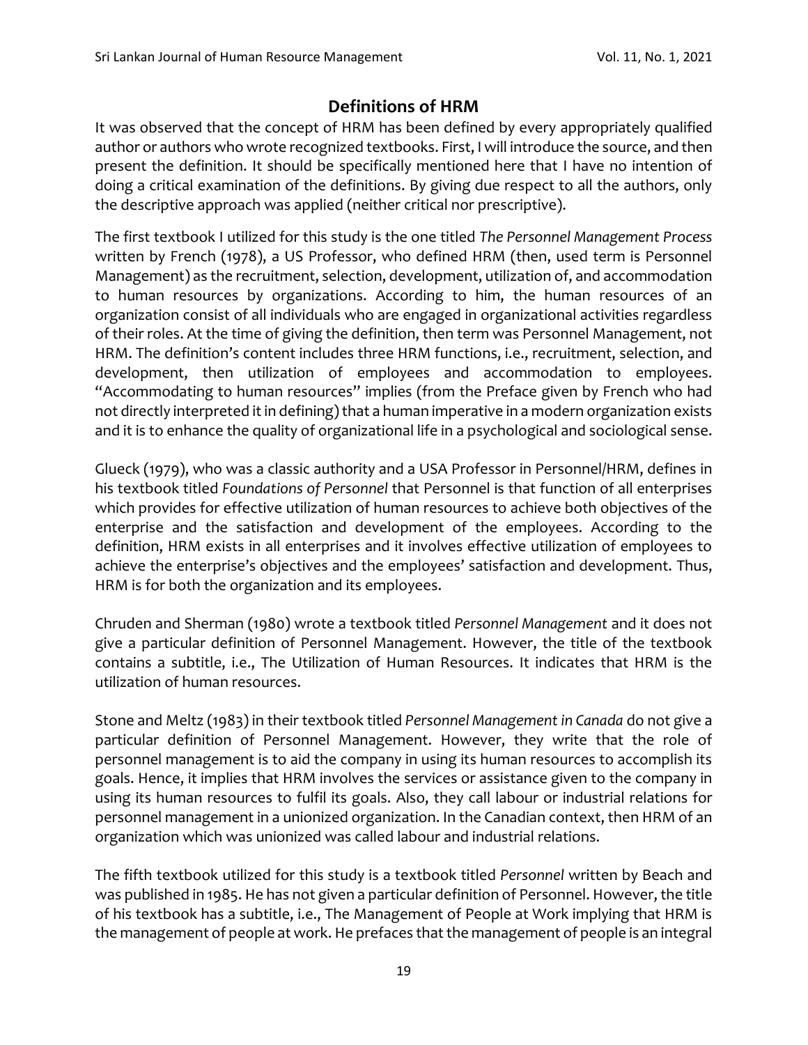## Definitions of HRM

It was observed that the concept of HRM has been defined by every appropriately qualified author or authors who wrote recognized textbooks. First, I will introduce the source, and then present the definition. It should be specifically mentioned here that I have no intention of doing a critical examination of the definitions. By giving due respect to all the authors, only the descriptive approach was applied (neither critical nor prescriptive).

The first textbook I utilized for this study is the one titled *The Personnel Management Process* written by French (1978), a US Professor, who defined HRM (then, used term is Personnel Management) as the recruitment, selection, development, utilization of, and accommodation to human resources by organizations. According to him, the human resources of an organization consist of all individuals who are engaged in organizational activities regardless of their roles. At the time of giving the definition, then term was Personnel Management, not HRM. The definition's content includes three HRM functions, i.e., recruitment, selection, and development, then utilization of employees and accommodation to employees. "Accommodating to human resources" implies (from the Preface given by French who had not directly interpreted it in defining) that a human imperative in a modern organization exists and it is to enhance the quality of organizational life in a psychological and sociological sense.

Glueck (1979), who was a classic authority and a USA Professor in Personnel/HRM, defines in his textbook titled *Foundations of Personnel* that Personnel is that function of all enterprises which provides for effective utilization of human resources to achieve both objectives of the enterprise and the satisfaction and development of the employees. According to the definition, HRM exists in all enterprises and it involves effective utilization of employees to achieve the enterprise's objectives and the employees' satisfaction and development. Thus, HRM is for both the organization and its employees.

Chruden and Sherman (1980) wrote a textbook titled *Personnel Management* and it does not give a particular definition of Personnel Management. However, the title of the textbook contains a subtitle, i.e., The Utilization of Human Resources. It indicates that HRM is the utilization of human resources.

Stone and Meltz (1983) in their textbook titled *Personnel Management in Canada* do not give a particular definition of Personnel Management. However, they write that the role of personnel management is to aid the company in using its human resources to accomplish its goals. Hence, it implies that HRM involves the services or assistance given to the company in using its human resources to fulfil its goals. Also, they call labour or industrial relations for personnel management in a unionized organization. In the Canadian context, then HRM of an organization which was unionized was called labour and industrial relations.

The fifth textbook utilized for this study is a textbook titled *Personnel* written by Beach and was published in 1985. He has not given a particular definition of Personnel. However, the title of his textbook has a subtitle, i.e., The Management of People at Work implying that HRM is the management of people at work. He prefaces that the management of people is an integral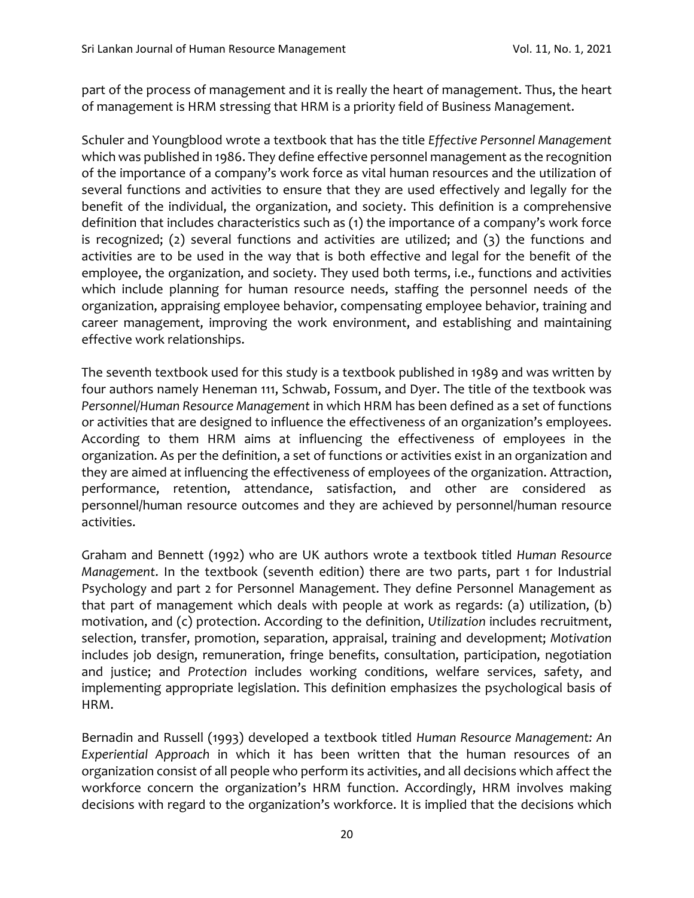part of the process of management and it is really the heart of management. Thus, the heart of management is HRM stressing that HRM is a priority field of Business Management.

Schuler and Youngblood wrote a textbook that has the title *Effective Personnel Management* which was published in 1986. They define effective personnel management as the recognition of the importance of a company's work force as vital human resources and the utilization of several functions and activities to ensure that they are used effectively and legally for the benefit of the individual, the organization, and society. This definition is a comprehensive definition that includes characteristics such as (1) the importance of a company's work force is recognized; (2) several functions and activities are utilized; and (3) the functions and activities are to be used in the way that is both effective and legal for the benefit of the employee, the organization, and society. They used both terms, i.e., functions and activities which include planning for human resource needs, staffing the personnel needs of the organization, appraising employee behavior, compensating employee behavior, training and career management, improving the work environment, and establishing and maintaining effective work relationships.

The seventh textbook used for this study is a textbook published in 1989 and was written by four authors namely Heneman 111, Schwab, Fossum, and Dyer. The title of the textbook was *Personnel/Human Resource Management* in which HRM has been defined as a set of functions or activities that are designed to influence the effectiveness of an organization's employees. According to them HRM aims at influencing the effectiveness of employees in the organization. As per the definition, a set of functions or activities exist in an organization and they are aimed at influencing the effectiveness of employees of the organization. Attraction, performance, retention, attendance, satisfaction, and other are considered as personnel/human resource outcomes and they are achieved by personnel/human resource activities.

Graham and Bennett (1992) who are UK authors wrote a textbook titled *Human Resource Management*. In the textbook (seventh edition) there are two parts, part 1 for Industrial Psychology and part 2 for Personnel Management. They define Personnel Management as that part of management which deals with people at work as regards: (a) utilization, (b) motivation, and (c) protection. According to the definition, *Utilization* includes recruitment, selection, transfer, promotion, separation, appraisal, training and development; *Motivation* includes job design, remuneration, fringe benefits, consultation, participation, negotiation and justice; and *Protection* includes working conditions, welfare services, safety, and implementing appropriate legislation. This definition emphasizes the psychological basis of HRM.

Bernadin and Russell (1993) developed a textbook titled *Human Resource Management: An Experiential Approach* in which it has been written that the human resources of an organization consist of all people who perform its activities, and all decisions which affect the workforce concern the organization's HRM function. Accordingly, HRM involves making decisions with regard to the organization's workforce. It is implied that the decisions which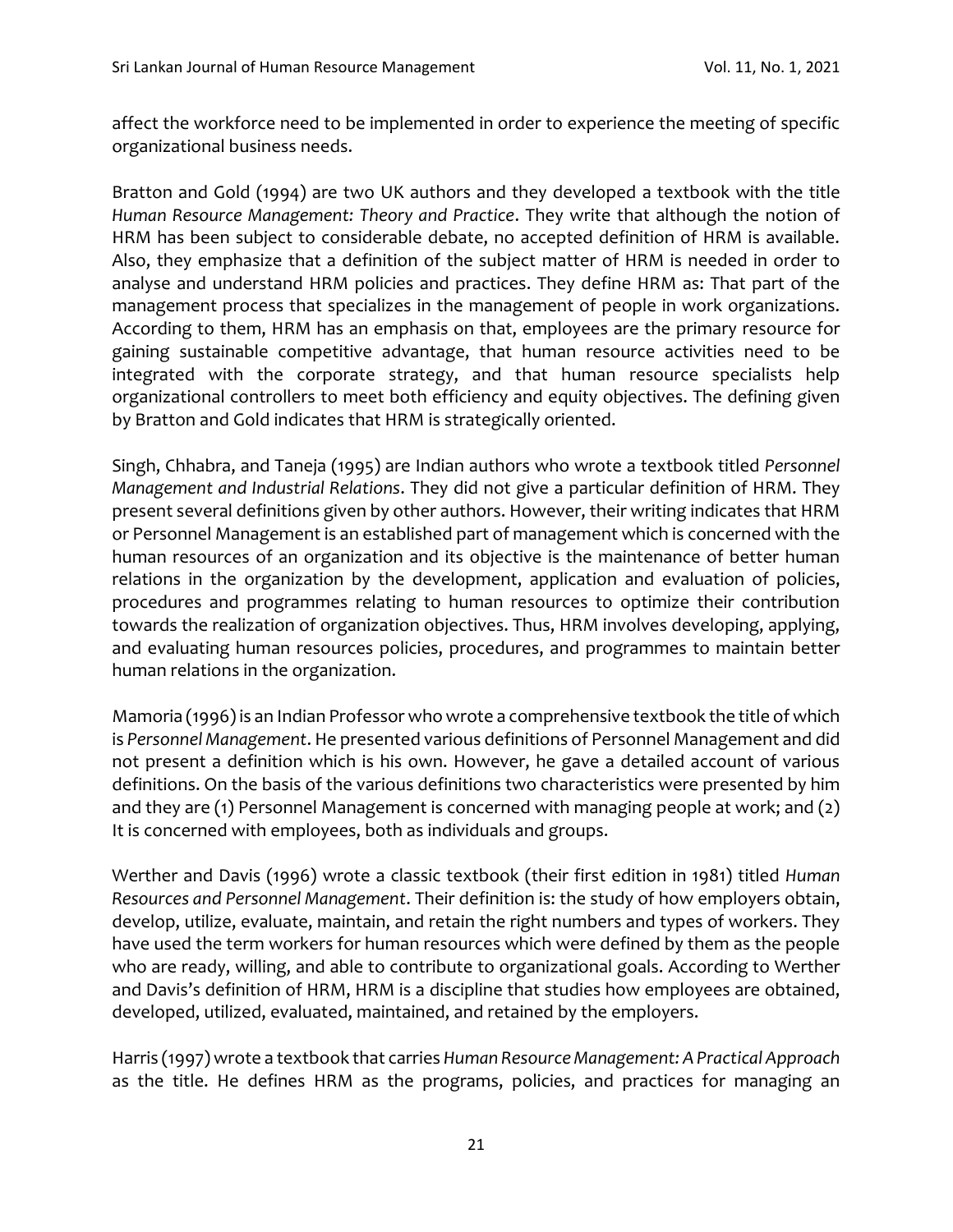affect the workforce need to be implemented in order to experience the meeting of specific organizational business needs.

Bratton and Gold (1994) are two UK authors and they developed a textbook with the title *Human Resource Management: Theory and Practice*. They write that although the notion of HRM has been subject to considerable debate, no accepted definition of HRM is available. Also, they emphasize that a definition of the subject matter of HRM is needed in order to analyse and understand HRM policies and practices. They define HRM as: That part of the management process that specializes in the management of people in work organizations. According to them, HRM has an emphasis on that, employees are the primary resource for gaining sustainable competitive advantage, that human resource activities need to be integrated with the corporate strategy, and that human resource specialists help organizational controllers to meet both efficiency and equity objectives. The defining given by Bratton and Gold indicates that HRM is strategically oriented.

Singh, Chhabra, and Taneja (1995) are Indian authors who wrote a textbook titled *Personnel Management and Industrial Relations*. They did not give a particular definition of HRM. They present several definitions given by other authors. However, their writing indicates that HRM or Personnel Management is an established part of management which is concerned with the human resources of an organization and its objective is the maintenance of better human relations in the organization by the development, application and evaluation of policies, procedures and programmes relating to human resources to optimize their contribution towards the realization of organization objectives. Thus, HRM involves developing, applying, and evaluating human resources policies, procedures, and programmes to maintain better human relations in the organization.

Mamoria (1996) is an Indian Professor who wrote a comprehensive textbook the title of which is *Personnel Management*. He presented various definitions of Personnel Management and did not present a definition which is his own. However, he gave a detailed account of various definitions. On the basis of the various definitions two characteristics were presented by him and they are (1) Personnel Management is concerned with managing people at work; and (2) It is concerned with employees, both as individuals and groups.

Werther and Davis (1996) wrote a classic textbook (their first edition in 1981) titled *Human Resources and Personnel Management*. Their definition is: the study of how employers obtain, develop, utilize, evaluate, maintain, and retain the right numbers and types of workers. They have used the term workers for human resources which were defined by them as the people who are ready, willing, and able to contribute to organizational goals. According to Werther and Davis's definition of HRM, HRM is a discipline that studies how employees are obtained, developed, utilized, evaluated, maintained, and retained by the employers.

Harris (1997) wrote a textbook that carries *Human Resource Management: A Practical Approach* as the title. He defines HRM as the programs, policies, and practices for managing an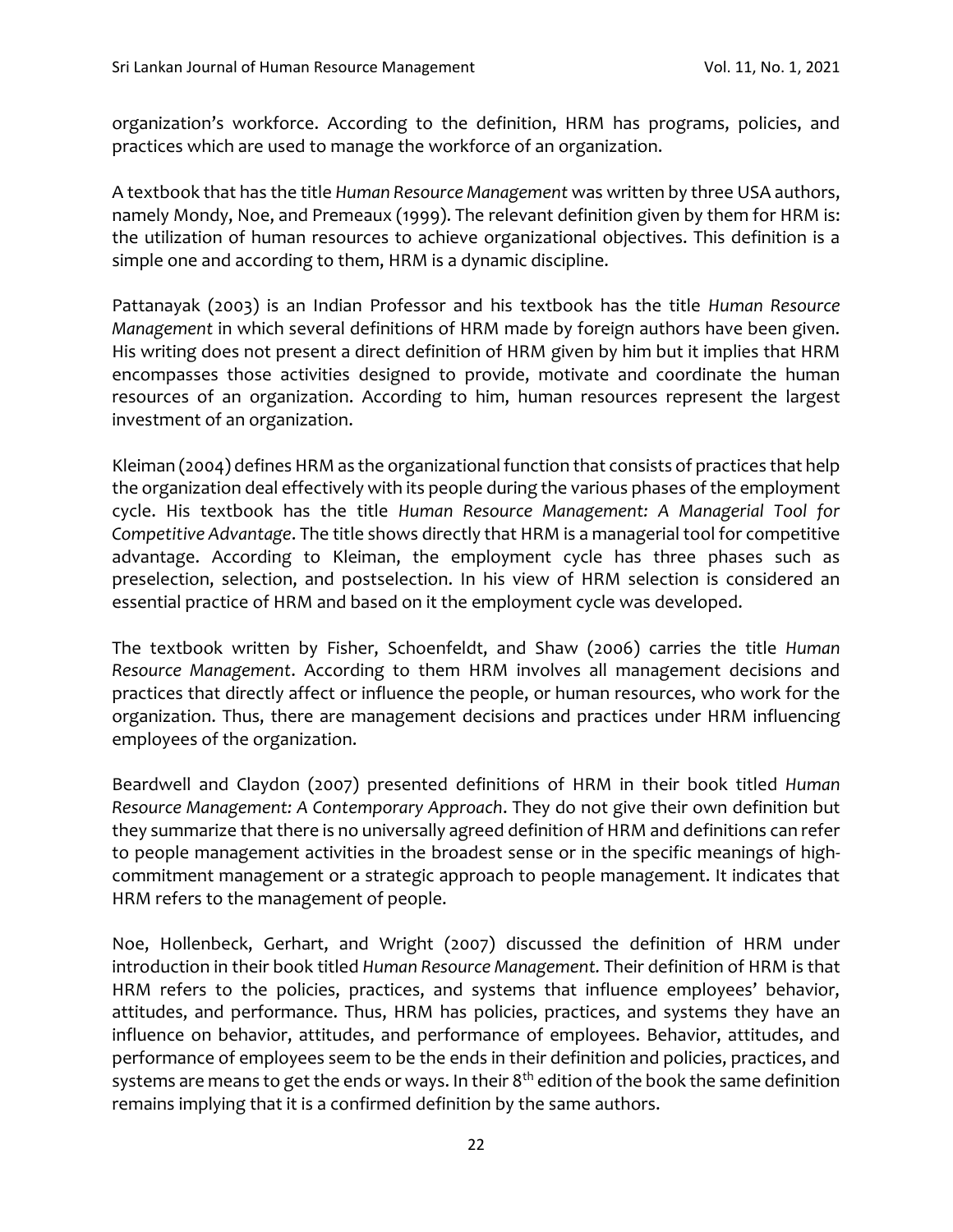organization's workforce. According to the definition, HRM has programs, policies, and practices which are used to manage the workforce of an organization.

A textbook that has the title *Human Resource Management* was written by three USA authors, namely Mondy, Noe, and Premeaux (1999). The relevant definition given by them for HRM is: the utilization of human resources to achieve organizational objectives. This definition is a simple one and according to them, HRM is a dynamic discipline.

Pattanayak (2003) is an Indian Professor and his textbook has the title *Human Resource Management* in which several definitions of HRM made by foreign authors have been given. His writing does not present a direct definition of HRM given by him but it implies that HRM encompasses those activities designed to provide, motivate and coordinate the human resources of an organization. According to him, human resources represent the largest investment of an organization.

Kleiman (2004) defines HRM as the organizational function that consists of practices that help the organization deal effectively with its people during the various phases of the employment cycle. His textbook has the title *Human Resource Management: A Managerial Tool for Competitive Advantage*. The title shows directly that HRM is a managerial tool for competitive advantage. According to Kleiman, the employment cycle has three phases such as preselection, selection, and postselection. In his view of HRM selection is considered an essential practice of HRM and based on it the employment cycle was developed.

The textbook written by Fisher, Schoenfeldt, and Shaw (2006) carries the title *Human Resource Management*. According to them HRM involves all management decisions and practices that directly affect or influence the people, or human resources, who work for the organization. Thus, there are management decisions and practices under HRM influencing employees of the organization.

Beardwell and Claydon (2007) presented definitions of HRM in their book titled *Human Resource Management: A Contemporary Approach*. They do not give their own definition but they summarize that there is no universally agreed definition of HRM and definitions can refer to people management activities in the broadest sense or in the specific meanings of high-commitment management or a strategic approach to people management. It indicates that HRM refers to the management of people.

Noe, Hollenbeck, Gerhart, and Wright (2007) discussed the definition of HRM under introduction in their book titled *Human Resource Management.* Their definition of HRM is that HRM refers to the policies, practices, and systems that influence employees' behavior, attitudes, and performance. Thus, HRM has policies, practices, and systems they have an influence on behavior, attitudes, and performance of employees. Behavior, attitudes, and performance of employees seem to be the ends in their definition and policies, practices, and systems are means to get the ends or ways. In their 8th edition of the book the same definition remains implying that it is a confirmed definition by the same authors.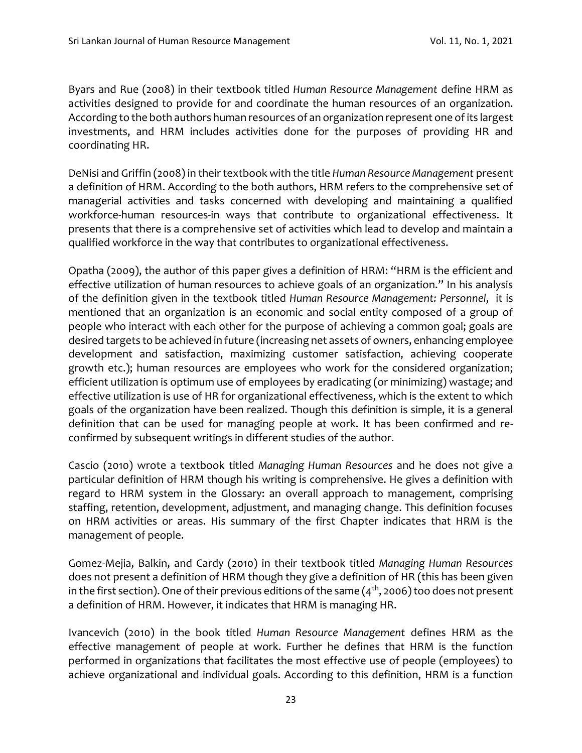Byars and Rue (2008) in their textbook titled *Human Resource Management* define HRM as activities designed to provide for and coordinate the human resources of an organization. According to the both authors human resources of an organization represent one of its largest investments, and HRM includes activities done for the purposes of providing HR and coordinating HR.

DeNisi and Griffin (2008) in their textbook with the title *Human Resource Management* present a definition of HRM. According to the both authors, HRM refers to the comprehensive set of managerial activities and tasks concerned with developing and maintaining a qualified workforce-human resources-in ways that contribute to organizational effectiveness. It presents that there is a comprehensive set of activities which lead to develop and maintain a qualified workforce in the way that contributes to organizational effectiveness.

Opatha (2009), the author of this paper gives a definition of HRM: "HRM is the efficient and effective utilization of human resources to achieve goals of an organization." In his analysis of the definition given in the textbook titled *Human Resource Management: Personnel*, it is mentioned that an organization is an economic and social entity composed of a group of people who interact with each other for the purpose of achieving a common goal; goals are desired targets to be achieved in future (increasing net assets of owners, enhancing employee development and satisfaction, maximizing customer satisfaction, achieving cooperate growth etc.); human resources are employees who work for the considered organization; efficient utilization is optimum use of employees by eradicating (or minimizing) wastage; and effective utilization is use of HR for organizational effectiveness, which is the extent to which goals of the organization have been realized. Though this definition is simple, it is a general definition that can be used for managing people at work. It has been confirmed and re-confirmed by subsequent writings in different studies of the author.

Cascio (2010) wrote a textbook titled *Managing Human Resources* and he does not give a particular definition of HRM though his writing is comprehensive. He gives a definition with regard to HRM system in the Glossary: an overall approach to management, comprising staffing, retention, development, adjustment, and managing change. This definition focuses on HRM activities or areas. His summary of the first Chapter indicates that HRM is the management of people.

Gomez-Mejia, Balkin, and Cardy (2010) in their textbook titled *Managing Human Resources* does not present a definition of HRM though they give a definition of HR (this has been given in the first section). One of their previous editions of the same (4th, 2006) too does not present a definition of HRM. However, it indicates that HRM is managing HR.

Ivancevich (2010) in the book titled *Human Resource Management* defines HRM as the effective management of people at work. Further he defines that HRM is the function performed in organizations that facilitates the most effective use of people (employees) to achieve organizational and individual goals. According to this definition, HRM is a function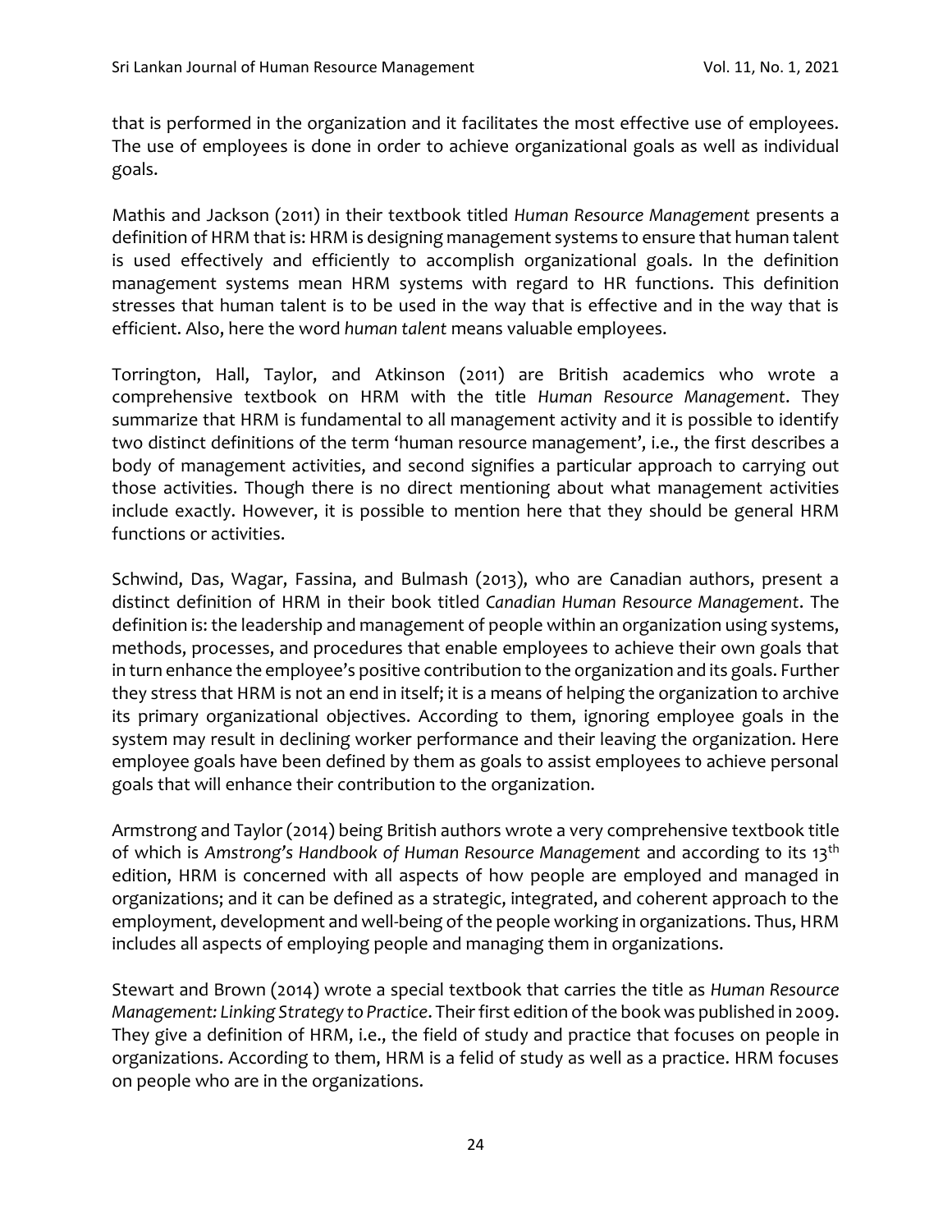that is performed in the organization and it facilitates the most effective use of employees. The use of employees is done in order to achieve organizational goals as well as individual goals.

Mathis and Jackson (2011) in their textbook titled *Human Resource Management* presents a definition of HRM that is: HRM is designing management systems to ensure that human talent is used effectively and efficiently to accomplish organizational goals. In the definition management systems mean HRM systems with regard to HR functions. This definition stresses that human talent is to be used in the way that is effective and in the way that is efficient. Also, here the word *human talent* means valuable employees.

Torrington, Hall, Taylor, and Atkinson (2011) are British academics who wrote a comprehensive textbook on HRM with the title *Human Resource Management*. They summarize that HRM is fundamental to all management activity and it is possible to identify two distinct definitions of the term 'human resource management', i.e., the first describes a body of management activities, and second signifies a particular approach to carrying out those activities. Though there is no direct mentioning about what management activities include exactly. However, it is possible to mention here that they should be general HRM functions or activities.

Schwind, Das, Wagar, Fassina, and Bulmash (2013), who are Canadian authors, present a distinct definition of HRM in their book titled *Canadian Human Resource Management*. The definition is: the leadership and management of people within an organization using systems, methods, processes, and procedures that enable employees to achieve their own goals that in turn enhance the employee's positive contribution to the organization and its goals. Further they stress that HRM is not an end in itself; it is a means of helping the organization to archive its primary organizational objectives. According to them, ignoring employee goals in the system may result in declining worker performance and their leaving the organization. Here employee goals have been defined by them as goals to assist employees to achieve personal goals that will enhance their contribution to the organization.

Armstrong and Taylor (2014) being British authors wrote a very comprehensive textbook title of which is *Amstrong's Handbook of Human Resource Management* and according to its 13th edition, HRM is concerned with all aspects of how people are employed and managed in organizations; and it can be defined as a strategic, integrated, and coherent approach to the employment, development and well-being of the people working in organizations. Thus, HRM includes all aspects of employing people and managing them in organizations.

Stewart and Brown (2014) wrote a special textbook that carries the title as *Human Resource Management: Linking Strategy to Practice*. Their first edition of the book was published in 2009. They give a definition of HRM, i.e., the field of study and practice that focuses on people in organizations. According to them, HRM is a felid of study as well as a practice. HRM focuses on people who are in the organizations.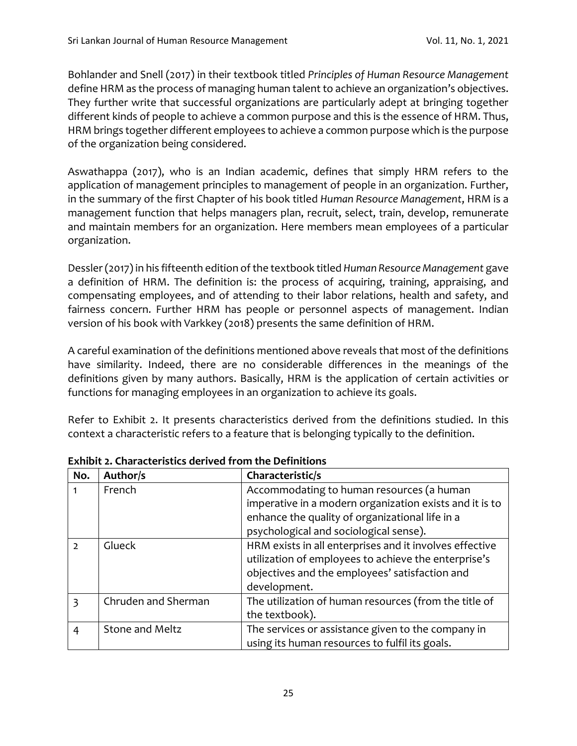Bohlander and Snell (2017) in their textbook titled *Principles of Human Resource Management* define HRM as the process of managing human talent to achieve an organization's objectives. They further write that successful organizations are particularly adept at bringing together different kinds of people to achieve a common purpose and this is the essence of HRM. Thus, HRM brings together different employees to achieve a common purpose which is the purpose of the organization being considered.

Aswathappa (2017), who is an Indian academic, defines that simply HRM refers to the application of management principles to management of people in an organization. Further, in the summary of the first Chapter of his book titled *Human Resource Management*, HRM is a management function that helps managers plan, recruit, select, train, develop, remunerate and maintain members for an organization. Here members mean employees of a particular organization.

Dessler (2017) in his fifteenth edition of the textbook titled *Human Resource Management* gave a definition of HRM. The definition is: the process of acquiring, training, appraising, and compensating employees, and of attending to their labor relations, health and safety, and fairness concern. Further HRM has people or personnel aspects of management. Indian version of his book with Varkkey (2018) presents the same definition of HRM.

A careful examination of the definitions mentioned above reveals that most of the definitions have similarity. Indeed, there are no considerable differences in the meanings of the definitions given by many authors. Basically, HRM is the application of certain activities or functions for managing employees in an organization to achieve its goals.

Refer to Exhibit 2. It presents characteristics derived from the definitions studied. In this context a characteristic refers to a feature that is belonging typically to the definition.

**Exhibit 2. Characteristics derived from the Definitions**

| No. | Author/s | Characteristic/s |
|---|---|---|
| 1 | French | Accommodating to human resources (a human imperative in a modern organization exists and it is to enhance the quality of organizational life in a psychological and sociological sense). |
| 2 | Glueck | HRM exists in all enterprises and it involves effective utilization of employees to achieve the enterprise's objectives and the employees' satisfaction and development. |
| 3 | Chruden and Sherman | The utilization of human resources (from the title of the textbook). |
| 4 | Stone and Meltz | The services or assistance given to the company in using its human resources to fulfil its goals. |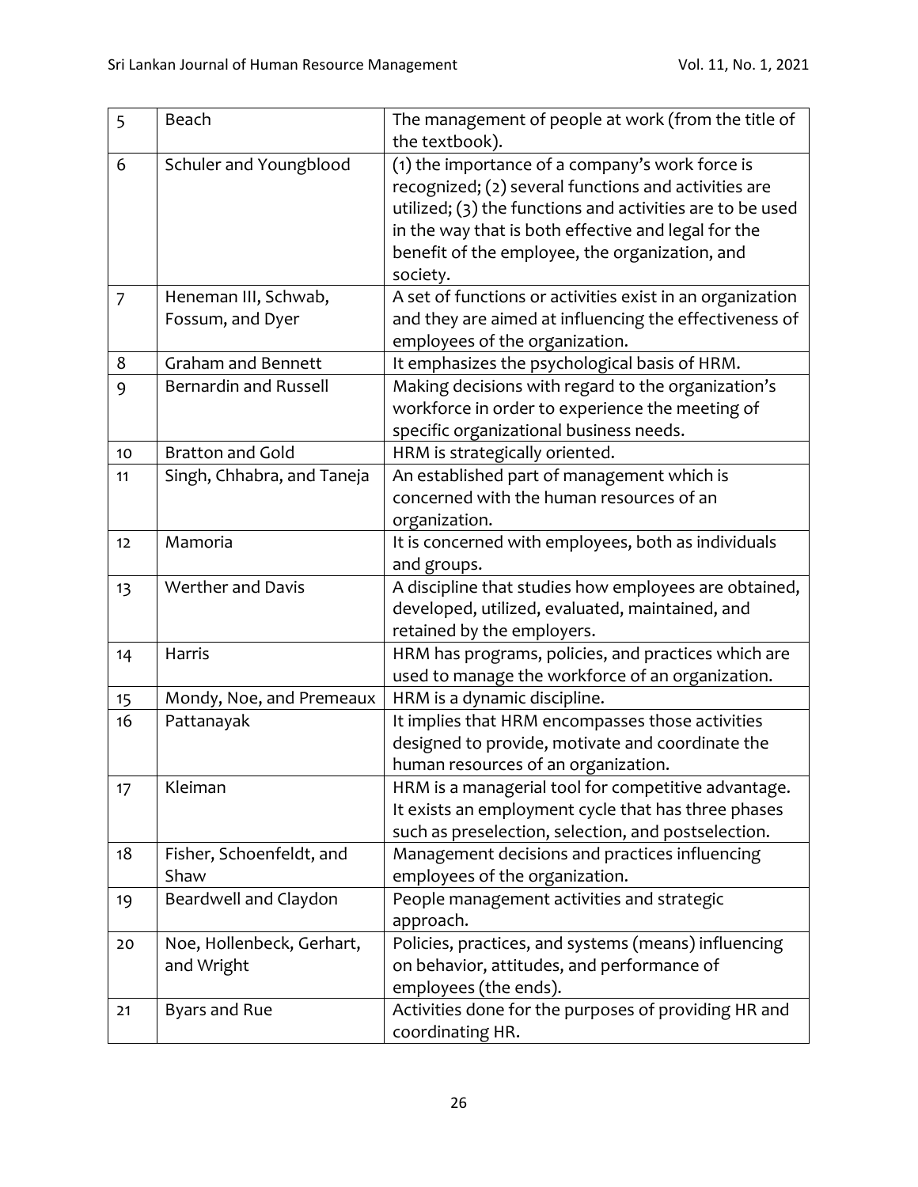| 5 | Beach | The management of people at work (from the title of the textbook). |
|---|---|---|
| 6 | Schuler and Youngblood | (1) the importance of a company's work force is recognized; (2) several functions and activities are utilized; (3) the functions and activities are to be used in the way that is both effective and legal for the benefit of the employee, the organization, and society. |
| 7 | Heneman III, Schwab, Fossum, and Dyer | A set of functions or activities exist in an organization and they are aimed at influencing the effectiveness of employees of the organization. |
| 8 | Graham and Bennett | It emphasizes the psychological basis of HRM. |
| 9 | Bernardin and Russell | Making decisions with regard to the organization's workforce in order to experience the meeting of specific organizational business needs. |
| 10 | Bratton and Gold | HRM is strategically oriented. |
| 11 | Singh, Chhabra, and Taneja | An established part of management which is concerned with the human resources of an organization. |
| 12 | Mamoria | It is concerned with employees, both as individuals and groups. |
| 13 | Werther and Davis | A discipline that studies how employees are obtained, developed, utilized, evaluated, maintained, and retained by the employers. |
| 14 | Harris | HRM has programs, policies, and practices which are used to manage the workforce of an organization. |
| 15 | Mondy, Noe, and Premeaux | HRM is a dynamic discipline. |
| 16 | Pattanayak | It implies that HRM encompasses those activities designed to provide, motivate and coordinate the human resources of an organization. |
| 17 | Kleiman | HRM is a managerial tool for competitive advantage. It exists an employment cycle that has three phases such as preselection, selection, and postselection. |
| 18 | Fisher, Schoenfeldt, and Shaw | Management decisions and practices influencing employees of the organization. |
| 19 | Beardwell and Claydon | People management activities and strategic approach. |
| 20 | Noe, Hollenbeck, Gerhart, and Wright | Policies, practices, and systems (means) influencing on behavior, attitudes, and performance of employees (the ends). |
| 21 | Byars and Rue | Activities done for the purposes of providing HR and coordinating HR. |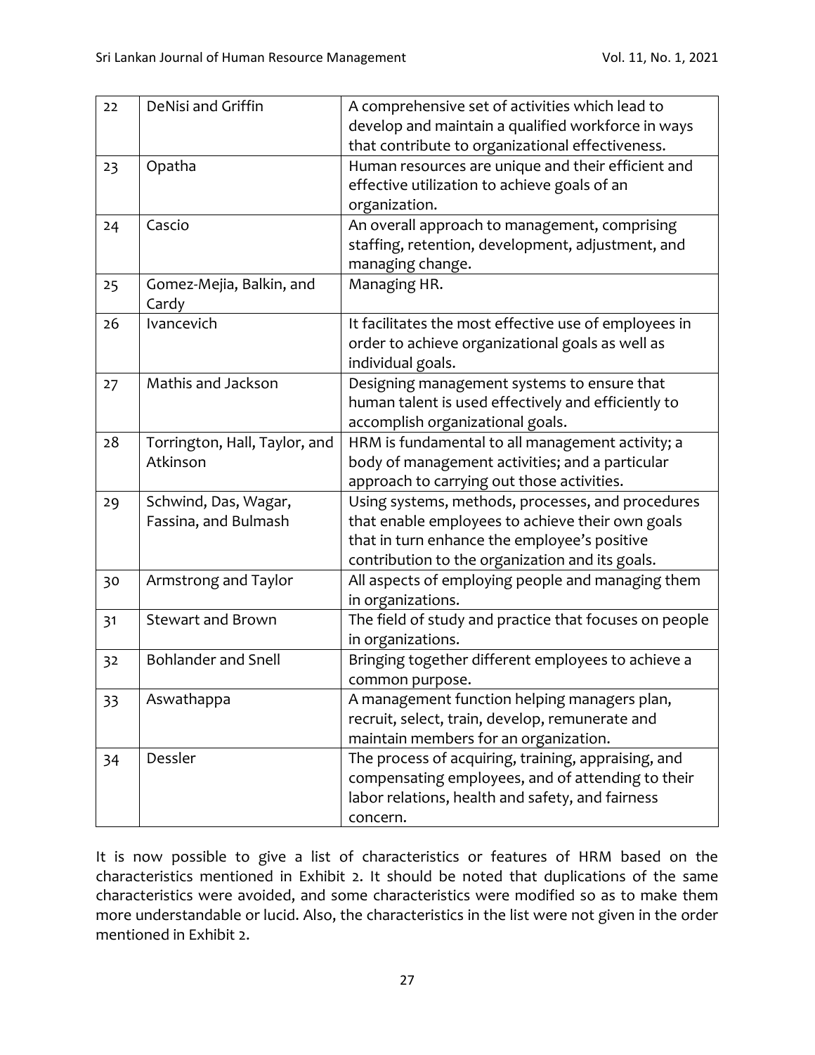| 22 | DeNisi and Griffin | A comprehensive set of activities which lead to develop and maintain a qualified workforce in ways that contribute to organizational effectiveness. |
|---|---|---|
| 23 | Opatha | Human resources are unique and their efficient and effective utilization to achieve goals of an organization. |
| 24 | Cascio | An overall approach to management, comprising staffing, retention, development, adjustment, and managing change. |
| 25 | Gomez-Mejia, Balkin, and Cardy | Managing HR. |
| 26 | Ivancevich | It facilitates the most effective use of employees in order to achieve organizational goals as well as individual goals. |
| 27 | Mathis and Jackson | Designing management systems to ensure that human talent is used effectively and efficiently to accomplish organizational goals. |
| 28 | Torrington, Hall, Taylor, and Atkinson | HRM is fundamental to all management activity; a body of management activities; and a particular approach to carrying out those activities. |
| 29 | Schwind, Das, Wagar, Fassina, and Bulmash | Using systems, methods, processes, and procedures that enable employees to achieve their own goals that in turn enhance the employee's positive contribution to the organization and its goals. |
| 30 | Armstrong and Taylor | All aspects of employing people and managing them in organizations. |
| 31 | Stewart and Brown | The field of study and practice that focuses on people in organizations. |
| 32 | Bohlander and Snell | Bringing together different employees to achieve a common purpose. |
| 33 | Aswathappa | A management function helping managers plan, recruit, select, train, develop, remunerate and maintain members for an organization. |
| 34 | Dessler | The process of acquiring, training, appraising, and compensating employees, and of attending to their labor relations, health and safety, and fairness concern. |

It is now possible to give a list of characteristics or features of HRM based on the characteristics mentioned in Exhibit 2. It should be noted that duplications of the same characteristics were avoided, and some characteristics were modified so as to make them more understandable or lucid. Also, the characteristics in the list were not given in the order mentioned in Exhibit 2.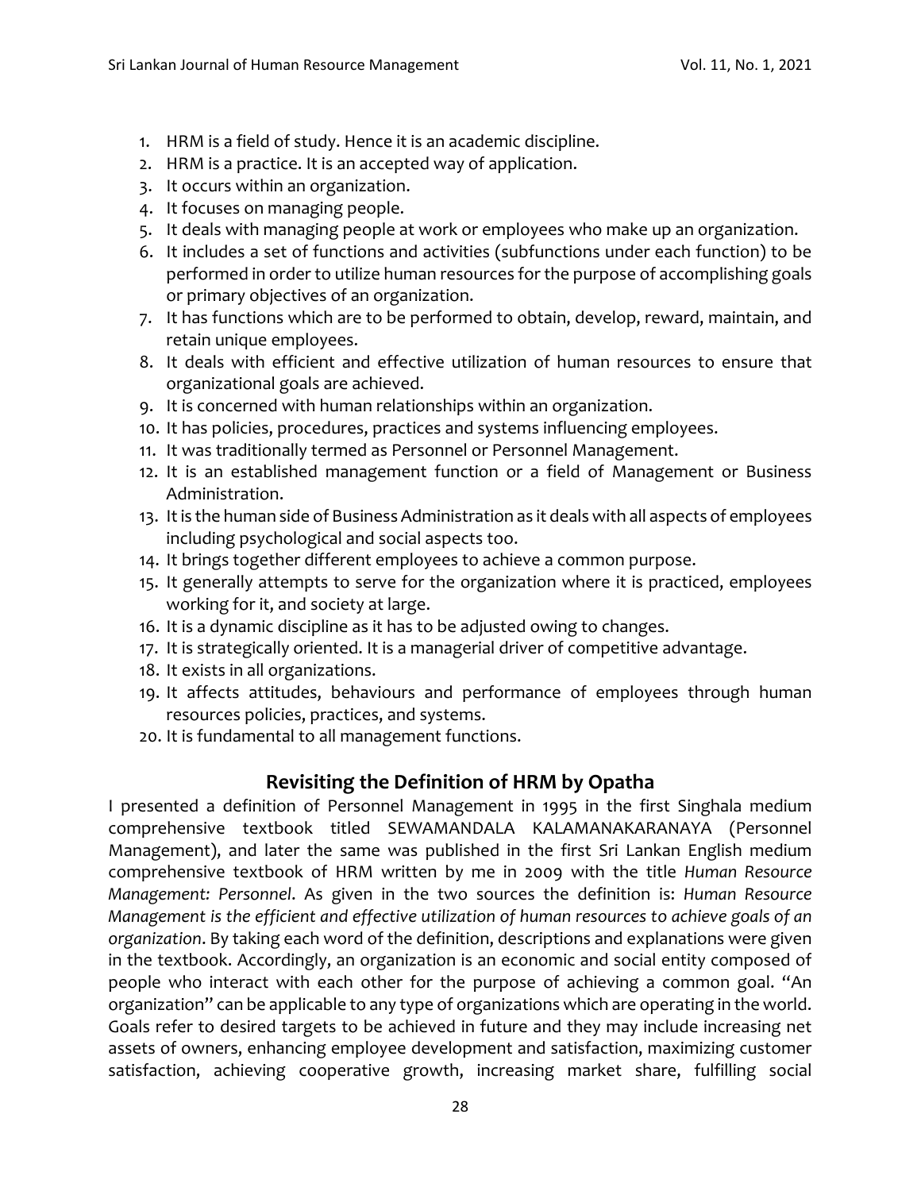1. HRM is a field of study. Hence it is an academic discipline.
2. HRM is a practice. It is an accepted way of application.
3. It occurs within an organization.
4. It focuses on managing people.
5. It deals with managing people at work or employees who make up an organization.
6. It includes a set of functions and activities (subfunctions under each function) to be performed in order to utilize human resources for the purpose of accomplishing goals or primary objectives of an organization.
7. It has functions which are to be performed to obtain, develop, reward, maintain, and retain unique employees.
8. It deals with efficient and effective utilization of human resources to ensure that organizational goals are achieved.
9. It is concerned with human relationships within an organization.
10. It has policies, procedures, practices and systems influencing employees.
11. It was traditionally termed as Personnel or Personnel Management.
12. It is an established management function or a field of Management or Business Administration.
13. It is the human side of Business Administration as it deals with all aspects of employees including psychological and social aspects too.
14. It brings together different employees to achieve a common purpose.
15. It generally attempts to serve for the organization where it is practiced, employees working for it, and society at large.
16. It is a dynamic discipline as it has to be adjusted owing to changes.
17. It is strategically oriented. It is a managerial driver of competitive advantage.
18. It exists in all organizations.
19. It affects attitudes, behaviours and performance of employees through human resources policies, practices, and systems.
20. It is fundamental to all management functions.

## Revisiting the Definition of HRM by Opatha

I presented a definition of Personnel Management in 1995 in the first Singhala medium comprehensive textbook titled SEWAMANDALA KALAMANAKARANAYA (Personnel Management), and later the same was published in the first Sri Lankan English medium comprehensive textbook of HRM written by me in 2009 with the title *Human Resource Management: Personnel*. As given in the two sources the definition is: *Human Resource Management is the efficient and effective utilization of human resources to achieve goals of an organization.* By taking each word of the definition, descriptions and explanations were given in the textbook. Accordingly, an organization is an economic and social entity composed of people who interact with each other for the purpose of achieving a common goal. "An organization" can be applicable to any type of organizations which are operating in the world. Goals refer to desired targets to be achieved in future and they may include increasing net assets of owners, enhancing employee development and satisfaction, maximizing customer satisfaction, achieving cooperative growth, increasing market share, fulfilling social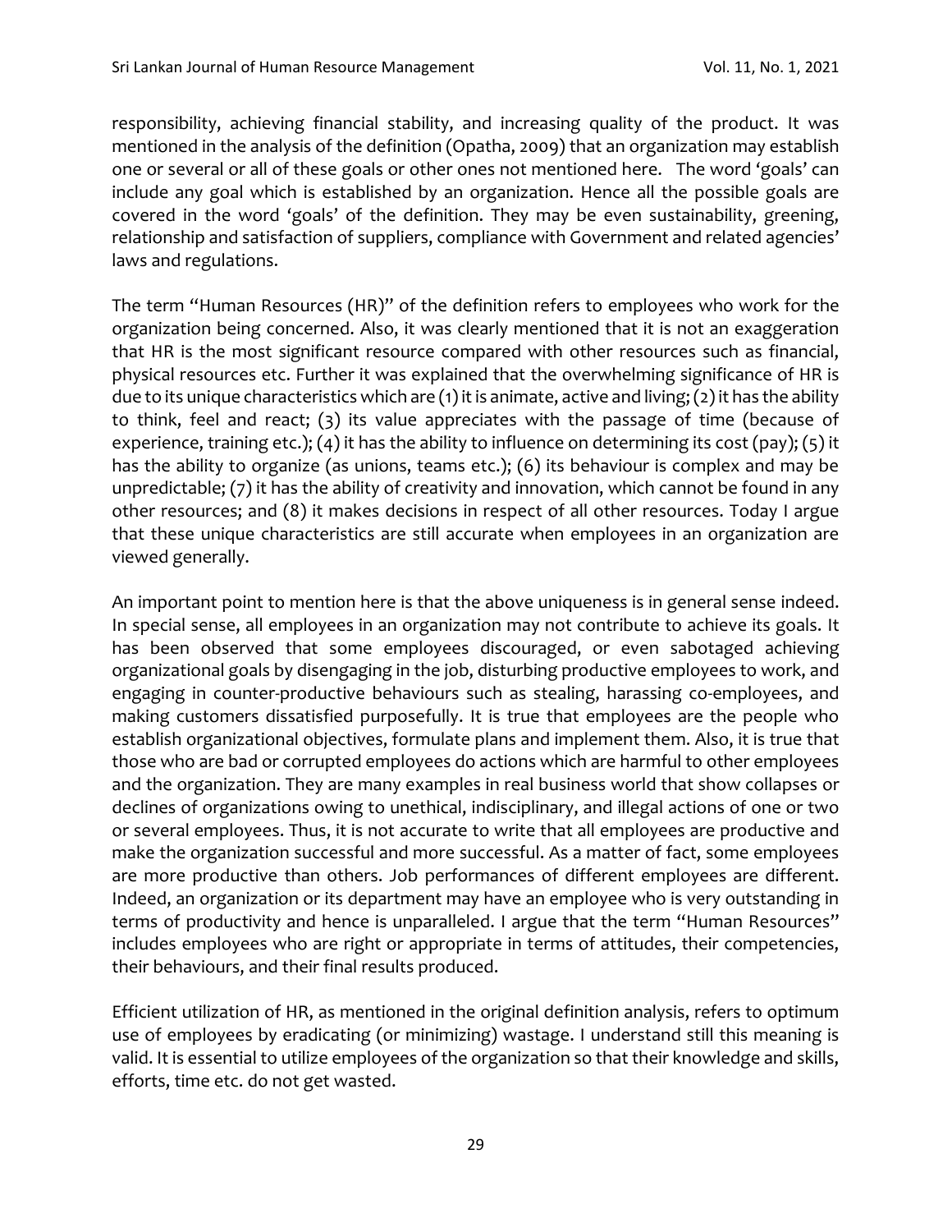responsibility, achieving financial stability, and increasing quality of the product. It was mentioned in the analysis of the definition (Opatha, 2009) that an organization may establish one or several or all of these goals or other ones not mentioned here. The word 'goals' can include any goal which is established by an organization. Hence all the possible goals are covered in the word 'goals' of the definition. They may be even sustainability, greening, relationship and satisfaction of suppliers, compliance with Government and related agencies' laws and regulations.

The term "Human Resources (HR)" of the definition refers to employees who work for the organization being concerned. Also, it was clearly mentioned that it is not an exaggeration that HR is the most significant resource compared with other resources such as financial, physical resources etc. Further it was explained that the overwhelming significance of HR is due to its unique characteristics which are (1) it is animate, active and living; (2) it has the ability to think, feel and react; (3) its value appreciates with the passage of time (because of experience, training etc.); (4) it has the ability to influence on determining its cost (pay); (5) it has the ability to organize (as unions, teams etc.); (6) its behaviour is complex and may be unpredictable; (7) it has the ability of creativity and innovation, which cannot be found in any other resources; and (8) it makes decisions in respect of all other resources. Today I argue that these unique characteristics are still accurate when employees in an organization are viewed generally.

An important point to mention here is that the above uniqueness is in general sense indeed. In special sense, all employees in an organization may not contribute to achieve its goals. It has been observed that some employees discouraged, or even sabotaged achieving organizational goals by disengaging in the job, disturbing productive employees to work, and engaging in counter-productive behaviours such as stealing, harassing co-employees, and making customers dissatisfied purposefully. It is true that employees are the people who establish organizational objectives, formulate plans and implement them. Also, it is true that those who are bad or corrupted employees do actions which are harmful to other employees and the organization. They are many examples in real business world that show collapses or declines of organizations owing to unethical, indisciplinary, and illegal actions of one or two or several employees. Thus, it is not accurate to write that all employees are productive and make the organization successful and more successful. As a matter of fact, some employees are more productive than others. Job performances of different employees are different. Indeed, an organization or its department may have an employee who is very outstanding in terms of productivity and hence is unparalleled. I argue that the term "Human Resources" includes employees who are right or appropriate in terms of attitudes, their competencies, their behaviours, and their final results produced.

Efficient utilization of HR, as mentioned in the original definition analysis, refers to optimum use of employees by eradicating (or minimizing) wastage. I understand still this meaning is valid. It is essential to utilize employees of the organization so that their knowledge and skills, efforts, time etc. do not get wasted.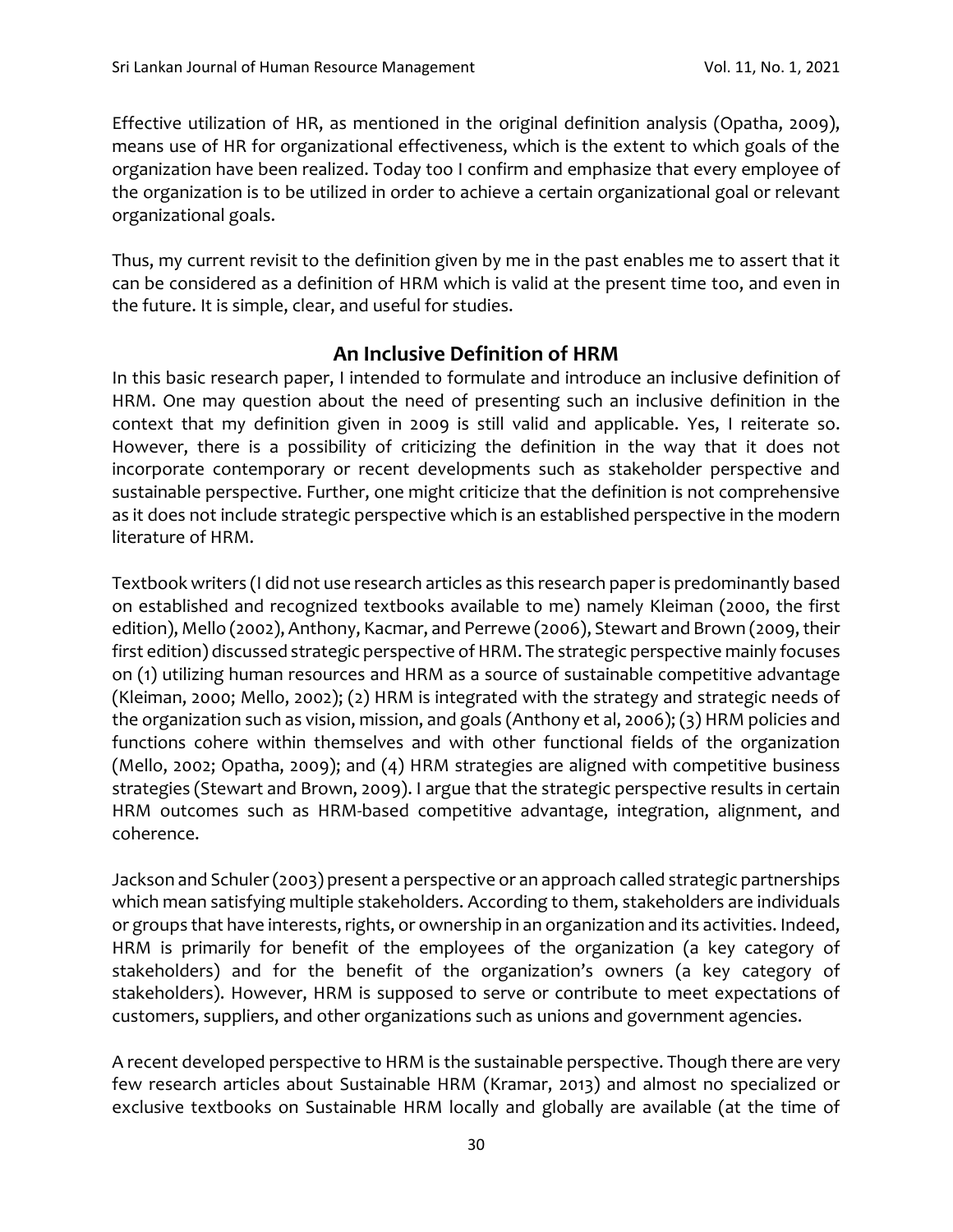Effective utilization of HR, as mentioned in the original definition analysis (Opatha, 2009), means use of HR for organizational effectiveness, which is the extent to which goals of the organization have been realized. Today too I confirm and emphasize that every employee of the organization is to be utilized in order to achieve a certain organizational goal or relevant organizational goals.

Thus, my current revisit to the definition given by me in the past enables me to assert that it can be considered as a definition of HRM which is valid at the present time too, and even in the future. It is simple, clear, and useful for studies.

## An Inclusive Definition of HRM

In this basic research paper, I intended to formulate and introduce an inclusive definition of HRM. One may question about the need of presenting such an inclusive definition in the context that my definition given in 2009 is still valid and applicable. Yes, I reiterate so. However, there is a possibility of criticizing the definition in the way that it does not incorporate contemporary or recent developments such as stakeholder perspective and sustainable perspective. Further, one might criticize that the definition is not comprehensive as it does not include strategic perspective which is an established perspective in the modern literature of HRM.

Textbook writers (I did not use research articles as this research paper is predominantly based on established and recognized textbooks available to me) namely Kleiman (2000, the first edition), Mello (2002), Anthony, Kacmar, and Perrewe (2006), Stewart and Brown (2009, their first edition) discussed strategic perspective of HRM. The strategic perspective mainly focuses on (1) utilizing human resources and HRM as a source of sustainable competitive advantage (Kleiman, 2000; Mello, 2002); (2) HRM is integrated with the strategy and strategic needs of the organization such as vision, mission, and goals (Anthony et al, 2006); (3) HRM policies and functions cohere within themselves and with other functional fields of the organization (Mello, 2002; Opatha, 2009); and (4) HRM strategies are aligned with competitive business strategies (Stewart and Brown, 2009). I argue that the strategic perspective results in certain HRM outcomes such as HRM-based competitive advantage, integration, alignment, and coherence.

Jackson and Schuler (2003) present a perspective or an approach called strategic partnerships which mean satisfying multiple stakeholders. According to them, stakeholders are individuals or groups that have interests, rights, or ownership in an organization and its activities. Indeed, HRM is primarily for benefit of the employees of the organization (a key category of stakeholders) and for the benefit of the organization's owners (a key category of stakeholders). However, HRM is supposed to serve or contribute to meet expectations of customers, suppliers, and other organizations such as unions and government agencies.

A recent developed perspective to HRM is the sustainable perspective. Though there are very few research articles about Sustainable HRM (Kramar, 2013) and almost no specialized or exclusive textbooks on Sustainable HRM locally and globally are available (at the time of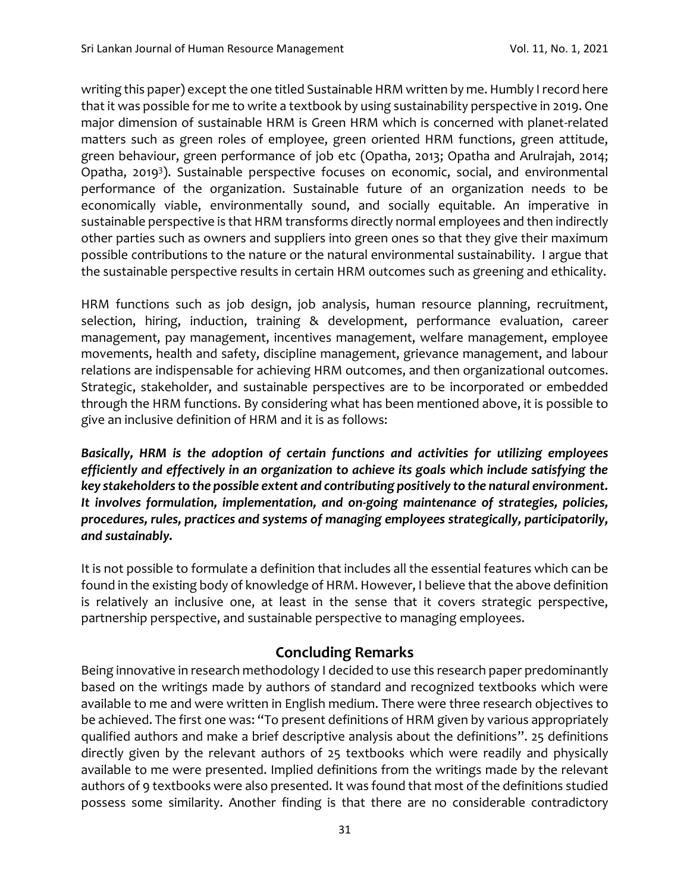writing this paper) except the one titled Sustainable HRM written by me. Humbly I record here that it was possible for me to write a textbook by using sustainability perspective in 2019. One major dimension of sustainable HRM is Green HRM which is concerned with planet-related matters such as green roles of employee, green oriented HRM functions, green attitude, green behaviour, green performance of job etc (Opatha, 2013; Opatha and Arulrajah, 2014; Opatha, 2019[3]). Sustainable perspective focuses on economic, social, and environmental performance of the organization. Sustainable future of an organization needs to be economically viable, environmentally sound, and socially equitable. An imperative in sustainable perspective is that HRM transforms directly normal employees and then indirectly other parties such as owners and suppliers into green ones so that they give their maximum possible contributions to the nature or the natural environmental sustainability. I argue that the sustainable perspective results in certain HRM outcomes such as greening and ethicality.

HRM functions such as job design, job analysis, human resource planning, recruitment, selection, hiring, induction, training & development, performance evaluation, career management, pay management, incentives management, welfare management, employee movements, health and safety, discipline management, grievance management, and labour relations are indispensable for achieving HRM outcomes, and then organizational outcomes. Strategic, stakeholder, and sustainable perspectives are to be incorporated or embedded through the HRM functions. By considering what has been mentioned above, it is possible to give an inclusive definition of HRM and it is as follows:

***Basically, HRM is the adoption of certain functions and activities for utilizing employees efficiently and effectively in an organization to achieve its goals which include satisfying the key stakeholders to the possible extent and contributing positively to the natural environment. It involves formulation, implementation, and on-going maintenance of strategies, policies, procedures, rules, practices and systems of managing employees strategically, participatorily, and sustainably.***

It is not possible to formulate a definition that includes all the essential features which can be found in the existing body of knowledge of HRM. However, I believe that the above definition is relatively an inclusive one, at least in the sense that it covers strategic perspective, partnership perspective, and sustainable perspective to managing employees.

## Concluding Remarks

Being innovative in research methodology I decided to use this research paper predominantly based on the writings made by authors of standard and recognized textbooks which were available to me and were written in English medium. There were three research objectives to be achieved. The first one was: "To present definitions of HRM given by various appropriately qualified authors and make a brief descriptive analysis about the definitions". 25 definitions directly given by the relevant authors of 25 textbooks which were readily and physically available to me were presented. Implied definitions from the writings made by the relevant authors of 9 textbooks were also presented. It was found that most of the definitions studied possess some similarity. Another finding is that there are no considerable contradictory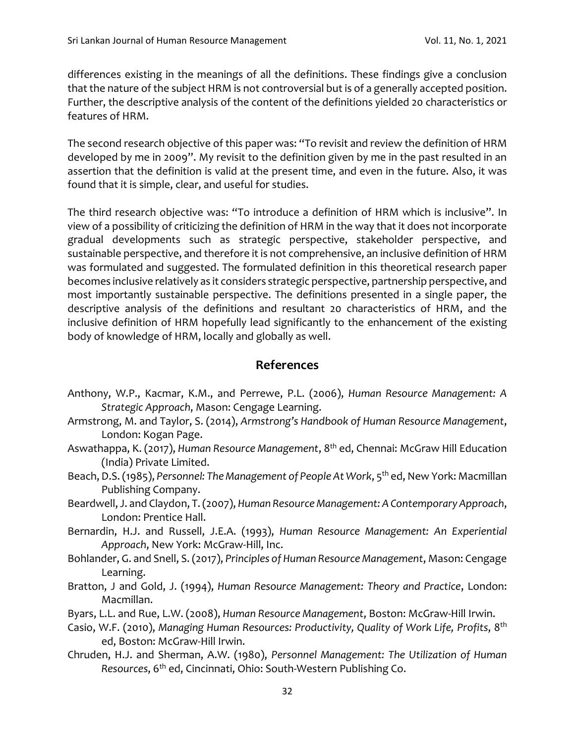differences existing in the meanings of all the definitions. These findings give a conclusion that the nature of the subject HRM is not controversial but is of a generally accepted position. Further, the descriptive analysis of the content of the definitions yielded 20 characteristics or features of HRM.

The second research objective of this paper was: "To revisit and review the definition of HRM developed by me in 2009". My revisit to the definition given by me in the past resulted in an assertion that the definition is valid at the present time, and even in the future. Also, it was found that it is simple, clear, and useful for studies.

The third research objective was: "To introduce a definition of HRM which is inclusive". In view of a possibility of criticizing the definition of HRM in the way that it does not incorporate gradual developments such as strategic perspective, stakeholder perspective, and sustainable perspective, and therefore it is not comprehensive, an inclusive definition of HRM was formulated and suggested. The formulated definition in this theoretical research paper becomes inclusive relatively as it considers strategic perspective, partnership perspective, and most importantly sustainable perspective. The definitions presented in a single paper, the descriptive analysis of the definitions and resultant 20 characteristics of HRM, and the inclusive definition of HRM hopefully lead significantly to the enhancement of the existing body of knowledge of HRM, locally and globally as well.

## References

Anthony, W.P., Kacmar, K.M., and Perrewe, P.L. (2006), *Human Resource Management: A Strategic Approach*, Mason: Cengage Learning.

Armstrong, M. and Taylor, S. (2014), *Armstrong's Handbook of Human Resource Management*, London: Kogan Page.

Aswathappa, K. (2017), *Human Resource Management*, 8th ed, Chennai: McGraw Hill Education (India) Private Limited.

Beach, D.S. (1985), *Personnel: The Management of People At Work*, 5th ed, New York: Macmillan Publishing Company.

Beardwell, J. and Claydon, T. (2007), *Human Resource Management: A Contemporary Approach*, London: Prentice Hall.

Bernardin, H.J. and Russell, J.E.A. (1993), *Human Resource Management: An Experiential Approach*, New York: McGraw-Hill, Inc.

Bohlander, G. and Snell, S. (2017), *Principles of Human Resource Management*, Mason: Cengage Learning.

Bratton, J and Gold, J. (1994), *Human Resource Management: Theory and Practice*, London: Macmillan.

Byars, L.L. and Rue, L.W. (2008), *Human Resource Management*, Boston: McGraw-Hill Irwin.

Casio, W.F. (2010), *Managing Human Resources: Productivity, Quality of Work Life, Profits*, 8th ed, Boston: McGraw-Hill Irwin.

Chruden, H.J. and Sherman, A.W. (1980), *Personnel Management: The Utilization of Human Resources*, 6th ed, Cincinnati, Ohio: South-Western Publishing Co.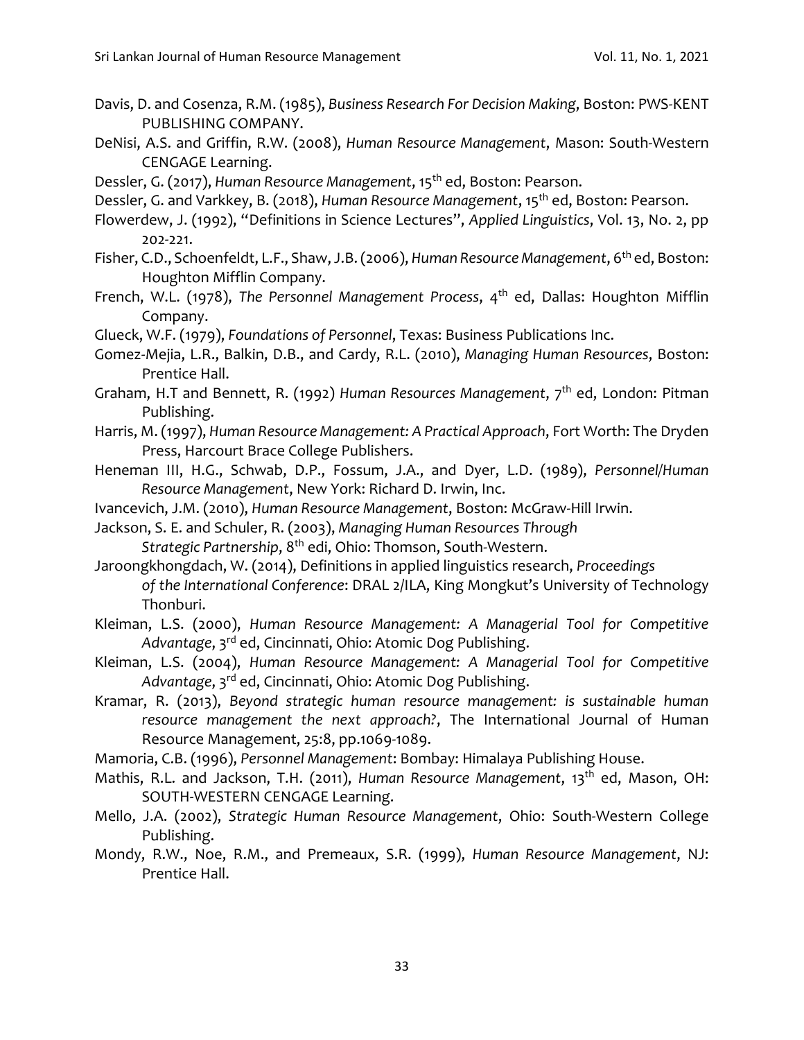Davis, D. and Cosenza, R.M. (1985), *Business Research For Decision Making*, Boston: PWS-KENT PUBLISHING COMPANY.

DeNisi, A.S. and Griffin, R.W. (2008), *Human Resource Management*, Mason: South-Western CENGAGE Learning.

Dessler, G. (2017), *Human Resource Management*, 15th ed, Boston: Pearson.

Dessler, G. and Varkkey, B. (2018), *Human Resource Management*, 15th ed, Boston: Pearson.

Flowerdew, J. (1992), "Definitions in Science Lectures", *Applied Linguistics*, Vol. 13, No. 2, pp 202-221.

Fisher, C.D., Schoenfeldt, L.F., Shaw, J.B. (2006), *Human Resource Management*, 6th ed, Boston: Houghton Mifflin Company.

French, W.L. (1978), *The Personnel Management Process*, 4th ed, Dallas: Houghton Mifflin Company.

Glueck, W.F. (1979), *Foundations of Personnel*, Texas: Business Publications Inc.

Gomez-Mejia, L.R., Balkin, D.B., and Cardy, R.L. (2010), *Managing Human Resources*, Boston: Prentice Hall.

Graham, H.T and Bennett, R. (1992) *Human Resources Management*, 7th ed, London: Pitman Publishing.

Harris, M. (1997), *Human Resource Management: A Practical Approach*, Fort Worth: The Dryden Press, Harcourt Brace College Publishers.

Heneman III, H.G., Schwab, D.P., Fossum, J.A., and Dyer, L.D. (1989), *Personnel/Human Resource Management*, New York: Richard D. Irwin, Inc.

Ivancevich, J.M. (2010), *Human Resource Management*, Boston: McGraw-Hill Irwin.

Jackson, S. E. and Schuler, R. (2003), *Managing Human Resources Through Strategic Partnership*, 8th edi, Ohio: Thomson, South-Western.

Jaroongkhongdach, W. (2014), Definitions in applied linguistics research, *Proceedings of the International Conference*: DRAL 2/ILA, King Mongkut's University of Technology Thonburi.

Kleiman, L.S. (2000), *Human Resource Management: A Managerial Tool for Competitive Advantage*, 3rd ed, Cincinnati, Ohio: Atomic Dog Publishing.

Kleiman, L.S. (2004), *Human Resource Management: A Managerial Tool for Competitive Advantage*, 3rd ed, Cincinnati, Ohio: Atomic Dog Publishing.

Kramar, R. (2013), *Beyond strategic human resource management: is sustainable human resource management the next approach?*, The International Journal of Human Resource Management, 25:8, pp.1069-1089.

Mamoria, C.B. (1996), *Personnel Management*: Bombay: Himalaya Publishing House.

Mathis, R.L. and Jackson, T.H. (2011), *Human Resource Management*, 13th ed, Mason, OH: SOUTH-WESTERN CENGAGE Learning.

Mello, J.A. (2002), *Strategic Human Resource Management*, Ohio: South-Western College Publishing.

Mondy, R.W., Noe, R.M., and Premeaux, S.R. (1999), *Human Resource Management*, NJ: Prentice Hall.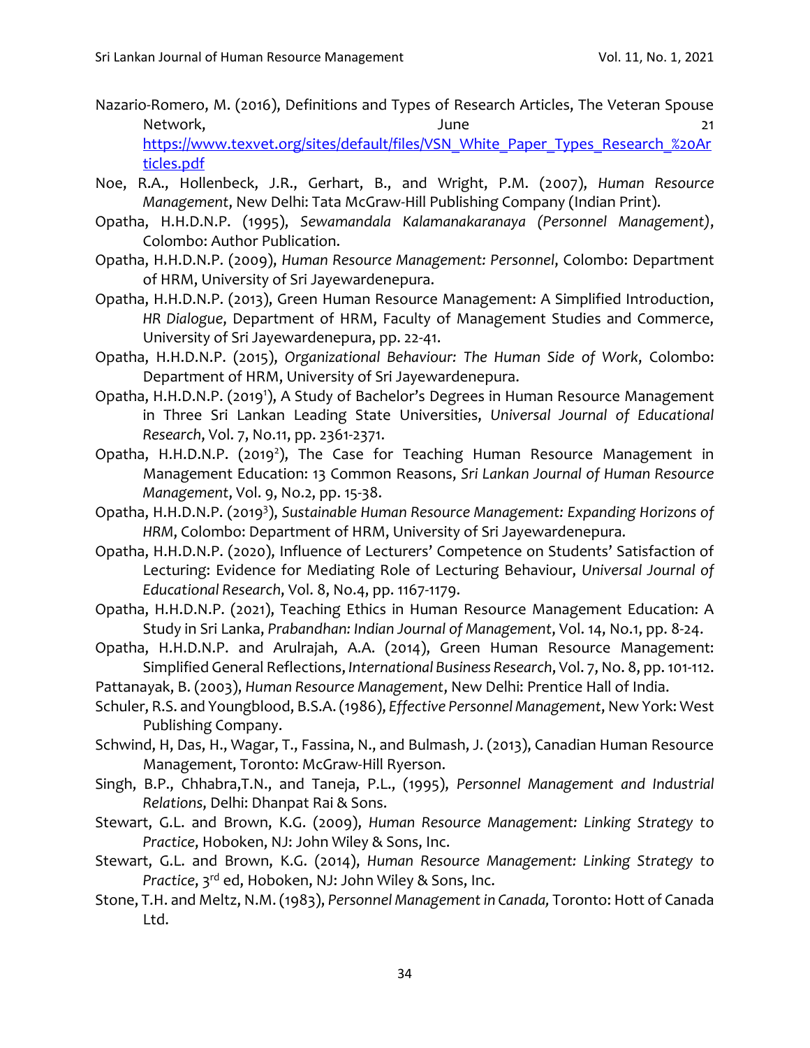Nazario-Romero, M. (2016), Definitions and Types of Research Articles, The Veteran Spouse Network, June 21 https://www.texvet.org/sites/default/files/VSN_White_Paper_Types_Research_%20Articles.pdf

Noe, R.A., Hollenbeck, J.R., Gerhart, B., and Wright, P.M. (2007), *Human Resource Management*, New Delhi: Tata McGraw-Hill Publishing Company (Indian Print).

Opatha, H.H.D.N.P. (1995), *Sewamandala Kalamanakaranaya (Personnel Management)*, Colombo: Author Publication.

Opatha, H.H.D.N.P. (2009), *Human Resource Management: Personnel*, Colombo: Department of HRM, University of Sri Jayewardenepura.

Opatha, H.H.D.N.P. (2013), Green Human Resource Management: A Simplified Introduction, *HR Dialogue*, Department of HRM, Faculty of Management Studies and Commerce, University of Sri Jayewardenepura, pp. 22-41.

Opatha, H.H.D.N.P. (2015), *Organizational Behaviour: The Human Side of Work*, Colombo: Department of HRM, University of Sri Jayewardenepura.

Opatha, H.H.D.N.P. (2019[1]), A Study of Bachelor's Degrees in Human Resource Management in Three Sri Lankan Leading State Universities, *Universal Journal of Educational Research*, Vol. 7, No.11, pp. 2361-2371.

Opatha, H.H.D.N.P. (2019[2]), The Case for Teaching Human Resource Management in Management Education: 13 Common Reasons, *Sri Lankan Journal of Human Resource Management*, Vol. 9, No.2, pp. 15-38.

Opatha, H.H.D.N.P. (2019[3]), *Sustainable Human Resource Management: Expanding Horizons of HRM*, Colombo: Department of HRM, University of Sri Jayewardenepura.

Opatha, H.H.D.N.P. (2020), Influence of Lecturers' Competence on Students' Satisfaction of Lecturing: Evidence for Mediating Role of Lecturing Behaviour, *Universal Journal of Educational Research*, Vol. 8, No.4, pp. 1167-1179.

Opatha, H.H.D.N.P. (2021), Teaching Ethics in Human Resource Management Education: A Study in Sri Lanka, *Prabandhan: Indian Journal of Management*, Vol. 14, No.1, pp. 8-24.

Opatha, H.H.D.N.P. and Arulrajah, A.A. (2014), Green Human Resource Management: Simplified General Reflections, *International Business Research*, Vol. 7, No. 8, pp. 101-112.

Pattanayak, B. (2003), *Human Resource Management*, New Delhi: Prentice Hall of India.

Schuler, R.S. and Youngblood, B.S.A. (1986), *Effective Personnel Management*, New York: West Publishing Company.

Schwind, H, Das, H., Wagar, T., Fassina, N., and Bulmash, J. (2013), Canadian Human Resource Management, Toronto: McGraw-Hill Ryerson.

Singh, B.P., Chhabra,T.N., and Taneja, P.L., (1995), *Personnel Management and Industrial Relations*, Delhi: Dhanpat Rai & Sons.

Stewart, G.L. and Brown, K.G. (2009), *Human Resource Management: Linking Strategy to Practice*, Hoboken, NJ: John Wiley & Sons, Inc.

Stewart, G.L. and Brown, K.G. (2014), *Human Resource Management: Linking Strategy to Practice*, 3rd ed, Hoboken, NJ: John Wiley & Sons, Inc.

Stone, T.H. and Meltz, N.M. (1983), *Personnel Management in Canada,* Toronto: Hott of Canada Ltd.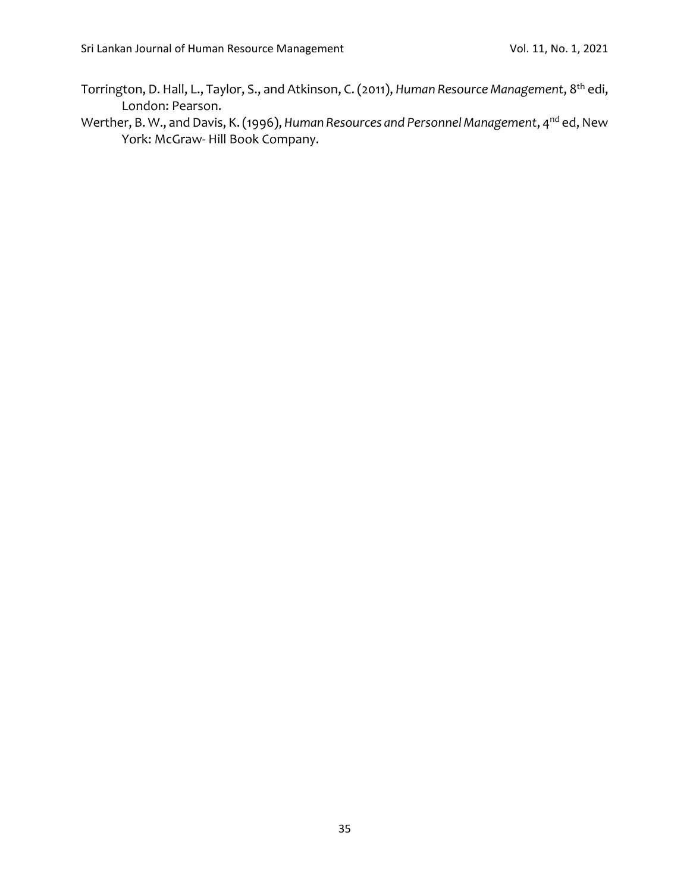Torrington, D. Hall, L., Taylor, S., and Atkinson, C. (2011), *Human Resource Management*, 8th edi, London: Pearson.

Werther, B. W., and Davis, K. (1996), *Human Resources and Personnel Management*, 4nd ed, New York: McGraw- Hill Book Company.